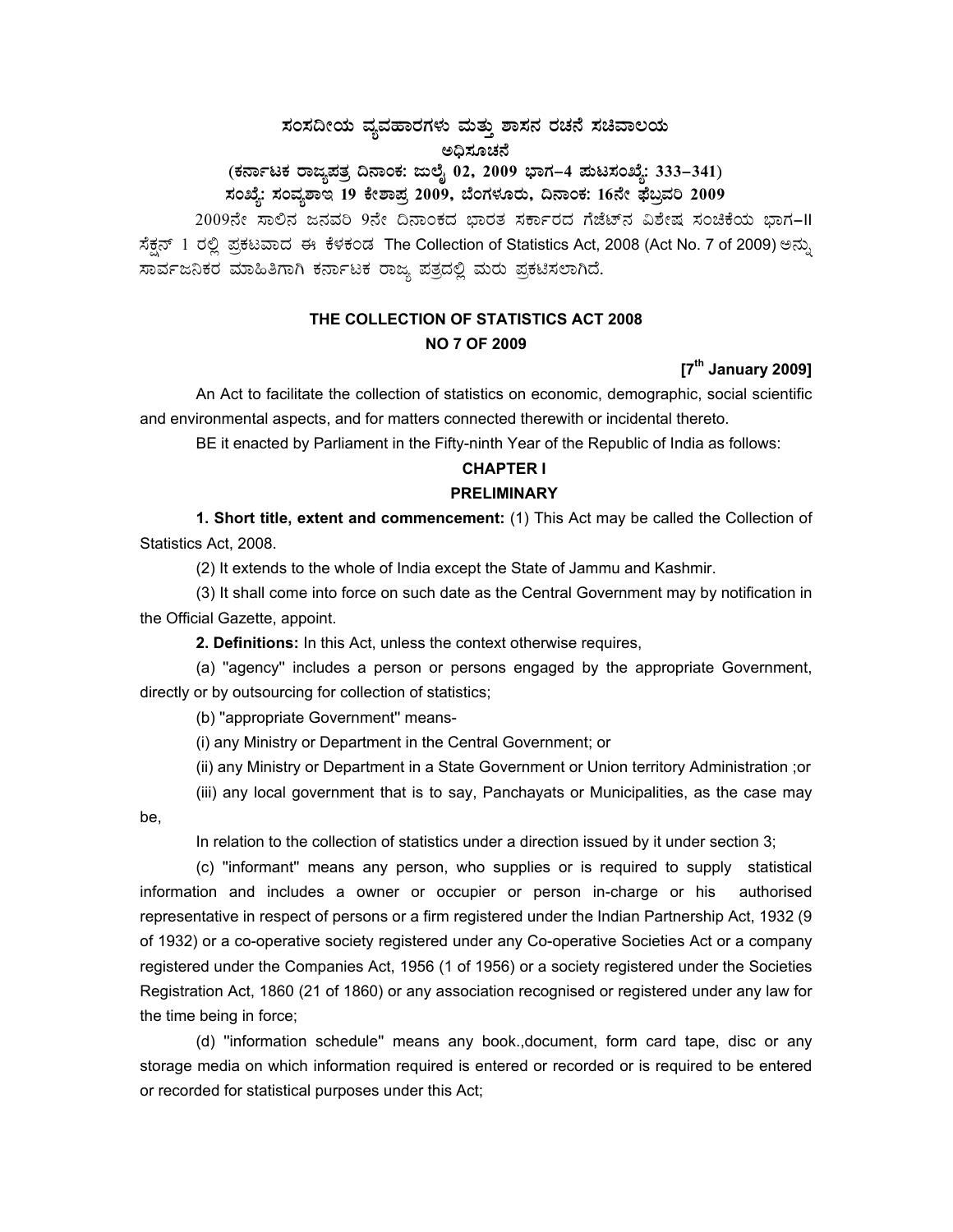# ಸಂಸದೀಯ ವ್ಯವಹಾರಗಳು ಮತ್ತು ಶಾಸನ ರಚನೆ ಸಚಿವಾಲಯ

## ಅಧಿಸೂಚನೆ

**(ಕರ್ನಾಟಕ ರಾಜ್ಯಪತ್ರ ದಿನಾಂಕ: ಜುಲೈ 02, 2009 ಭಾಗ–4 ಪುಟಸಂಖ್ಯೆ: 333–341)**

**ಸಂಖ್ಯೆ: ಸಂವ್ಯಶಾಇ 19 ಕೇಶಾಪ್ರ 2009, ಬೆಂಗಳೂರು, ದಿನಾಂಕ: 16ನೇ ಫೆಬ್ರವರಿ 2009**

2009ನೇ ಸಾಲಿನ ಜನವರಿ 9ನೇ ದಿನಾಂಕದ ಭಾರತ ಸರ್ಕಾರದ ಗೆಜೆಟ್‌ನ ವಿಶೇಷ ಸಂಚಿಕೆಯ ಭಾಗ–II ಸೆಕ್ಷನ್ 1 ರಲ್ಲಿ ಪ್ರಕಟವಾದ ಈ ಕೆಳಕಂಡ The Collection of Statistics Act, 2008 (Act No. 7 of 2009) ಅನ್ನು ಸಾರ್ವಜನಿಕರ ಮಾಹಿತಿಗಾಗಿ ಕರ್ನಾಟಕ ರಾಜ್ಯ ಪತ್ರದಲ್ಲಿ ಮರು ಪ್ರಕಟಿಸಲಾಗಿದೆ.

## THE COLLECTION OF STATISTICS ACT 2008
## NO 7 OF 2009

**[7th January 2009]**

An Act to facilitate the collection of statistics on economic, demographic, social scientific and environmental aspects, and for matters connected therewith or incidental thereto.

BE it enacted by Parliament in the Fifty-ninth Year of the Republic of India as follows:

### CHAPTER I
### PRELIMINARY

**1. Short title, extent and commencement:** (1) This Act may be called the Collection of Statistics Act, 2008.

(2) It extends to the whole of India except the State of Jammu and Kashmir.

(3) It shall come into force on such date as the Central Government may by notification in the Official Gazette, appoint.

**2. Definitions:** In this Act, unless the context otherwise requires,

(a) "agency" includes a person or persons engaged by the appropriate Government, directly or by outsourcing for collection of statistics;

(b) "appropriate Government" means-

(i) any Ministry or Department in the Central Government; or

(ii) any Ministry or Department in a State Government or Union territory Administration ;or

(iii) any local government that is to say, Panchayats or Municipalities, as the case may be,

In relation to the collection of statistics under a direction issued by it under section 3;

(c) "informant" means any person, who supplies or is required to supply statistical information and includes a owner or occupier or person in-charge or his authorised representative in respect of persons or a firm registered under the Indian Partnership Act, 1932 (9 of 1932) or a co-operative society registered under any Co-operative Societies Act or a company registered under the Companies Act, 1956 (1 of 1956) or a society registered under the Societies Registration Act, 1860 (21 of 1860) or any association recognised or registered under any law for the time being in force;

(d) "information schedule" means any book.,document, form card tape, disc or any storage media on which information required is entered or recorded or is required to be entered or recorded for statistical purposes under this Act;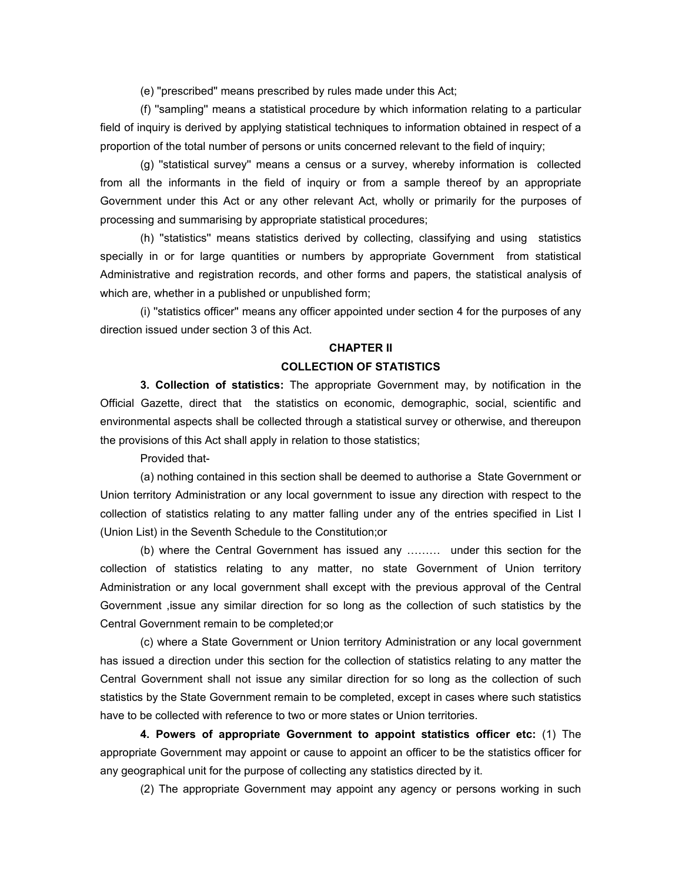(e) "prescribed" means prescribed by rules made under this Act;

(f) "sampling" means a statistical procedure by which information relating to a particular field of inquiry is derived by applying statistical techniques to information obtained in respect of a proportion of the total number of persons or units concerned relevant to the field of inquiry;

(g) "statistical survey" means a census or a survey, whereby information is collected from all the informants in the field of inquiry or from a sample thereof by an appropriate Government under this Act or any other relevant Act, wholly or primarily for the purposes of processing and summarising by appropriate statistical procedures;

(h) "statistics" means statistics derived by collecting, classifying and using statistics specially in or for large quantities or numbers by appropriate Government from statistical Administrative and registration records, and other forms and papers, the statistical analysis of which are, whether in a published or unpublished form;

(i) "statistics officer" means any officer appointed under section 4 for the purposes of any direction issued under section 3 of this Act.

## CHAPTER II

## COLLECTION OF STATISTICS

**3. Collection of statistics:** The appropriate Government may, by notification in the Official Gazette, direct that the statistics on economic, demographic, social, scientific and environmental aspects shall be collected through a statistical survey or otherwise, and thereupon the provisions of this Act shall apply in relation to those statistics;

Provided that-

(a) nothing contained in this section shall be deemed to authorise a State Government or Union territory Administration or any local government to issue any direction with respect to the collection of statistics relating to any matter falling under any of the entries specified in List I (Union List) in the Seventh Schedule to the Constitution;or

(b) where the Central Government has issued any ……… under this section for the collection of statistics relating to any matter, no state Government of Union territory Administration or any local government shall except with the previous approval of the Central Government ,issue any similar direction for so long as the collection of such statistics by the Central Government remain to be completed;or

(c) where a State Government or Union territory Administration or any local government has issued a direction under this section for the collection of statistics relating to any matter the Central Government shall not issue any similar direction for so long as the collection of such statistics by the State Government remain to be completed, except in cases where such statistics have to be collected with reference to two or more states or Union territories.

**4. Powers of appropriate Government to appoint statistics officer etc:** (1) The appropriate Government may appoint or cause to appoint an officer to be the statistics officer for any geographical unit for the purpose of collecting any statistics directed by it.

(2) The appropriate Government may appoint any agency or persons working in such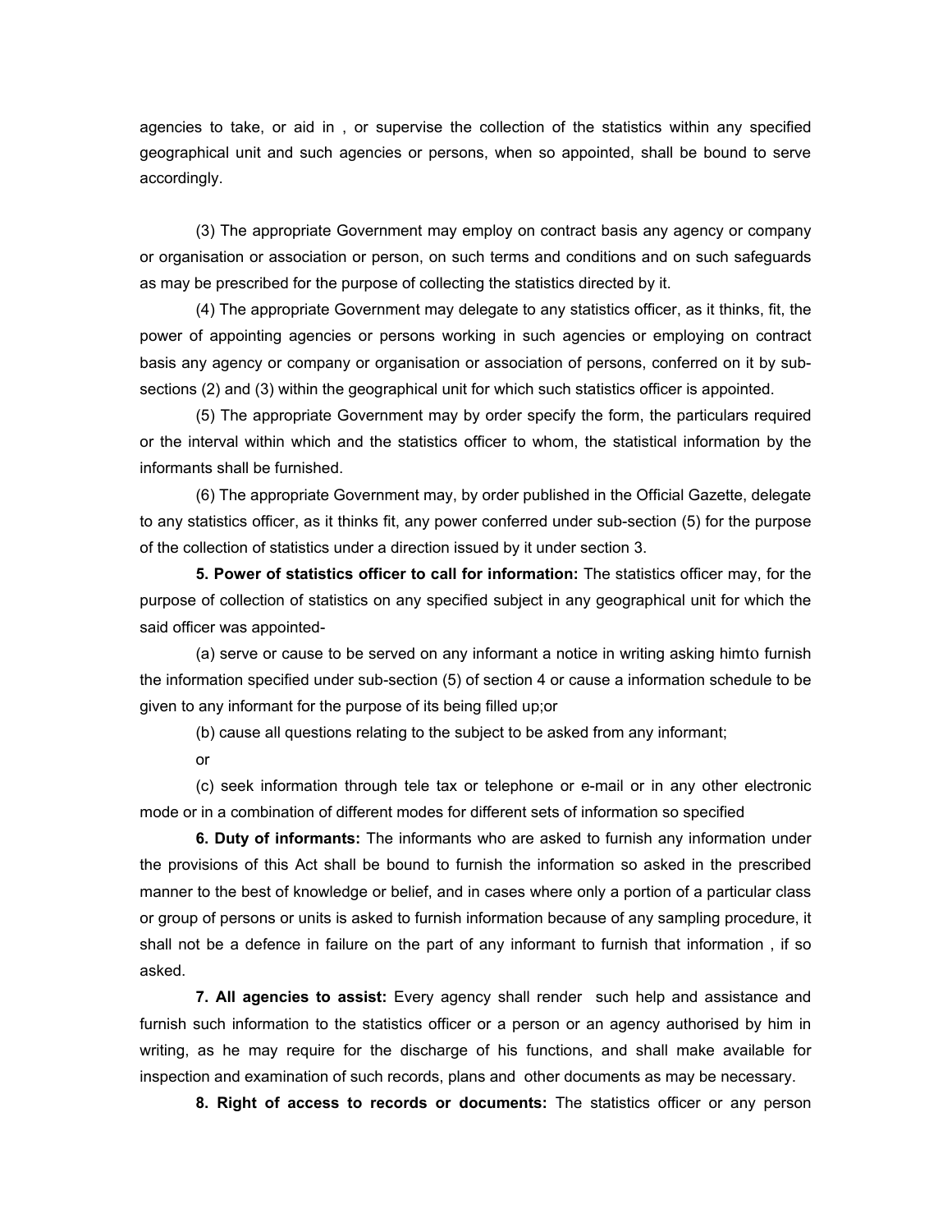agencies to take, or aid in , or supervise the collection of the statistics within any specified geographical unit and such agencies or persons, when so appointed, shall be bound to serve accordingly.

(3) The appropriate Government may employ on contract basis any agency or company or organisation or association or person, on such terms and conditions and on such safeguards as may be prescribed for the purpose of collecting the statistics directed by it.

(4) The appropriate Government may delegate to any statistics officer, as it thinks, fit, the power of appointing agencies or persons working in such agencies or employing on contract basis any agency or company or organisation or association of persons, conferred on it by sub-sections (2) and (3) within the geographical unit for which such statistics officer is appointed.

(5) The appropriate Government may by order specify the form, the particulars required or the interval within which and the statistics officer to whom, the statistical information by the informants shall be furnished.

(6) The appropriate Government may, by order published in the Official Gazette, delegate to any statistics officer, as it thinks fit, any power conferred under sub-section (5) for the purpose of the collection of statistics under a direction issued by it under section 3.

**5. Power of statistics officer to call for information:** The statistics officer may, for the purpose of collection of statistics on any specified subject in any geographical unit for which the said officer was appointed-

(a) serve or cause to be served on any informant a notice in writing asking himto furnish the information specified under sub-section (5) of section 4 or cause a information schedule to be given to any informant for the purpose of its being filled up;or

(b) cause all questions relating to the subject to be asked from any informant;

or

(c) seek information through tele tax or telephone or e-mail or in any other electronic mode or in a combination of different modes for different sets of information so specified

**6. Duty of informants:** The informants who are asked to furnish any information under the provisions of this Act shall be bound to furnish the information so asked in the prescribed manner to the best of knowledge or belief, and in cases where only a portion of a particular class or group of persons or units is asked to furnish information because of any sampling procedure, it shall not be a defence in failure on the part of any informant to furnish that information , if so asked.

**7. All agencies to assist:** Every agency shall render such help and assistance and furnish such information to the statistics officer or a person or an agency authorised by him in writing, as he may require for the discharge of his functions, and shall make available for inspection and examination of such records, plans and other documents as may be necessary.

**8. Right of access to records or documents:** The statistics officer or any person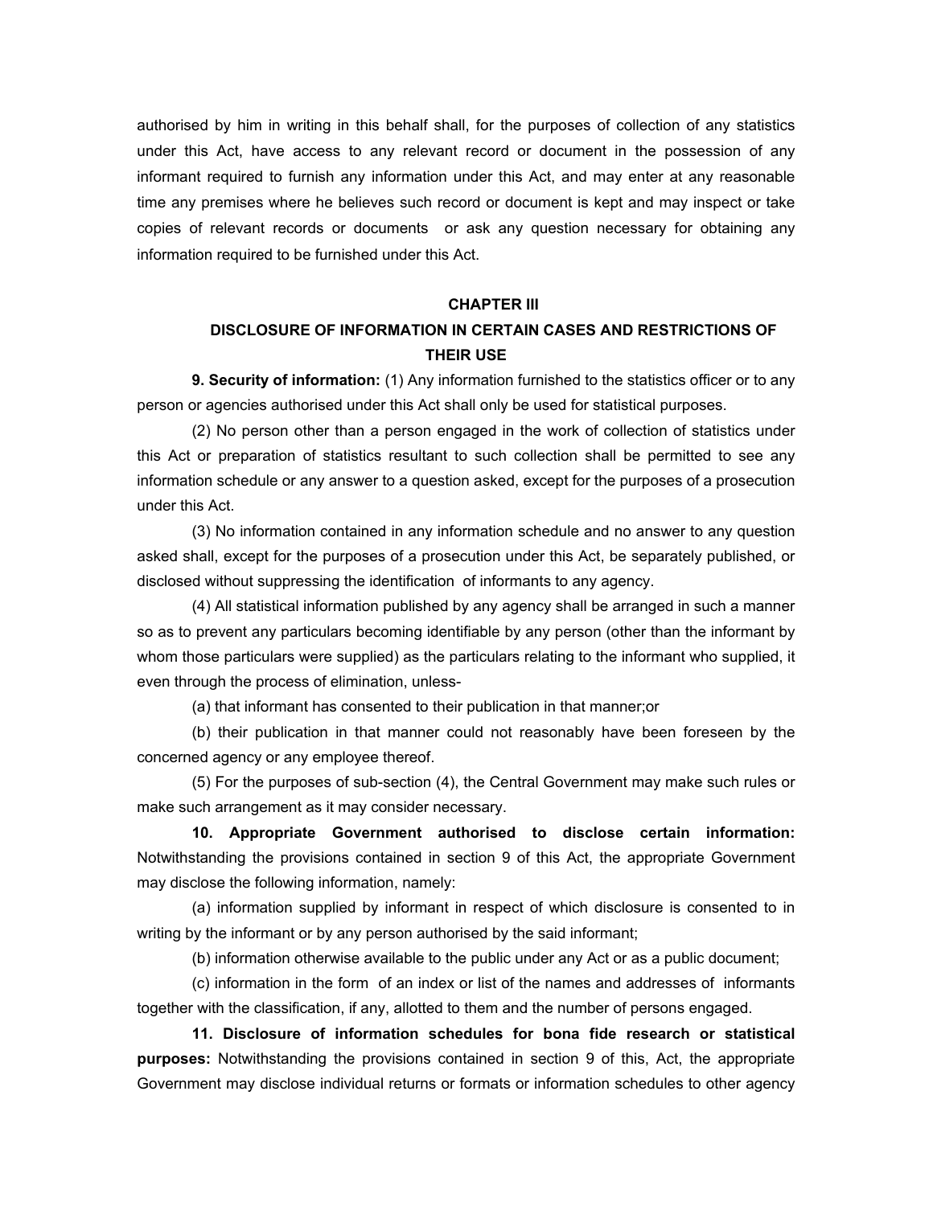authorised by him in writing in this behalf shall, for the purposes of collection of any statistics under this Act, have access to any relevant record or document in the possession of any informant required to furnish any information under this Act, and may enter at any reasonable time any premises where he believes such record or document is kept and may inspect or take copies of relevant records or documents or ask any question necessary for obtaining any information required to be furnished under this Act.

## CHAPTER III

## DISCLOSURE OF INFORMATION IN CERTAIN CASES AND RESTRICTIONS OF THEIR USE

**9. Security of information:** (1) Any information furnished to the statistics officer or to any person or agencies authorised under this Act shall only be used for statistical purposes.

(2) No person other than a person engaged in the work of collection of statistics under this Act or preparation of statistics resultant to such collection shall be permitted to see any information schedule or any answer to a question asked, except for the purposes of a prosecution under this Act.

(3) No information contained in any information schedule and no answer to any question asked shall, except for the purposes of a prosecution under this Act, be separately published, or disclosed without suppressing the identification of informants to any agency.

(4) All statistical information published by any agency shall be arranged in such a manner so as to prevent any particulars becoming identifiable by any person (other than the informant by whom those particulars were supplied) as the particulars relating to the informant who supplied, it even through the process of elimination, unless-

(a) that informant has consented to their publication in that manner;or

(b) their publication in that manner could not reasonably have been foreseen by the concerned agency or any employee thereof.

(5) For the purposes of sub-section (4), the Central Government may make such rules or make such arrangement as it may consider necessary.

**10. Appropriate Government authorised to disclose certain information:** Notwithstanding the provisions contained in section 9 of this Act, the appropriate Government may disclose the following information, namely:

(a) information supplied by informant in respect of which disclosure is consented to in writing by the informant or by any person authorised by the said informant;

(b) information otherwise available to the public under any Act or as a public document;

(c) information in the form of an index or list of the names and addresses of informants together with the classification, if any, allotted to them and the number of persons engaged.

**11. Disclosure of information schedules for bona fide research or statistical purposes:** Notwithstanding the provisions contained in section 9 of this, Act, the appropriate Government may disclose individual returns or formats or information schedules to other agency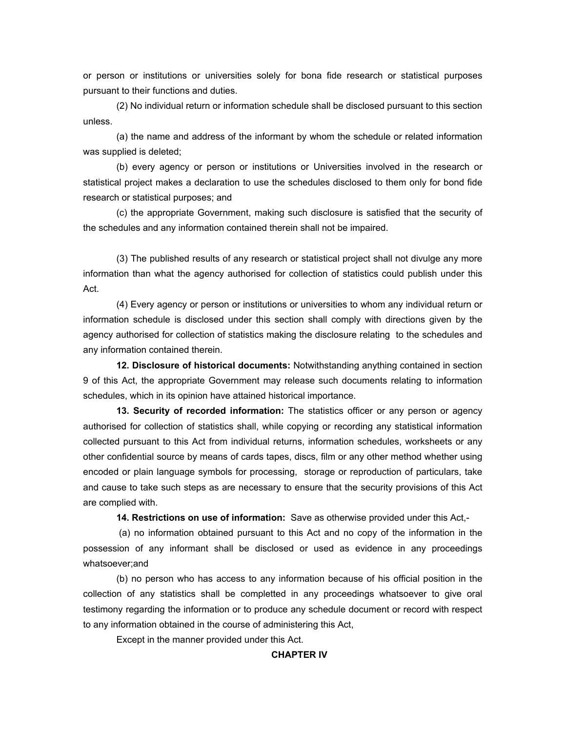or person or institutions or universities solely for bona fide research or statistical purposes pursuant to their functions and duties.

(2) No individual return or information schedule shall be disclosed pursuant to this section unless.

(a) the name and address of the informant by whom the schedule or related information was supplied is deleted;

(b) every agency or person or institutions or Universities involved in the research or statistical project makes a declaration to use the schedules disclosed to them only for bond fide research or statistical purposes; and

(c) the appropriate Government, making such disclosure is satisfied that the security of the schedules and any information contained therein shall not be impaired.

(3) The published results of any research or statistical project shall not divulge any more information than what the agency authorised for collection of statistics could publish under this Act.

(4) Every agency or person or institutions or universities to whom any individual return or information schedule is disclosed under this section shall comply with directions given by the agency authorised for collection of statistics making the disclosure relating to the schedules and any information contained therein.

**12. Disclosure of historical documents:** Notwithstanding anything contained in section 9 of this Act, the appropriate Government may release such documents relating to information schedules, which in its opinion have attained historical importance.

**13. Security of recorded information:** The statistics officer or any person or agency authorised for collection of statistics shall, while copying or recording any statistical information collected pursuant to this Act from individual returns, information schedules, worksheets or any other confidential source by means of cards tapes, discs, film or any other method whether using encoded or plain language symbols for processing, storage or reproduction of particulars, take and cause to take such steps as are necessary to ensure that the security provisions of this Act are complied with.

**14. Restrictions on use of information:** Save as otherwise provided under this Act,-

(a) no information obtained pursuant to this Act and no copy of the information in the possession of any informant shall be disclosed or used as evidence in any proceedings whatsoever;and

(b) no person who has access to any information because of his official position in the collection of any statistics shall be completted in any proceedings whatsoever to give oral testimony regarding the information or to produce any schedule document or record with respect to any information obtained in the course of administering this Act,

Except in the manner provided under this Act.

**CHAPTER IV**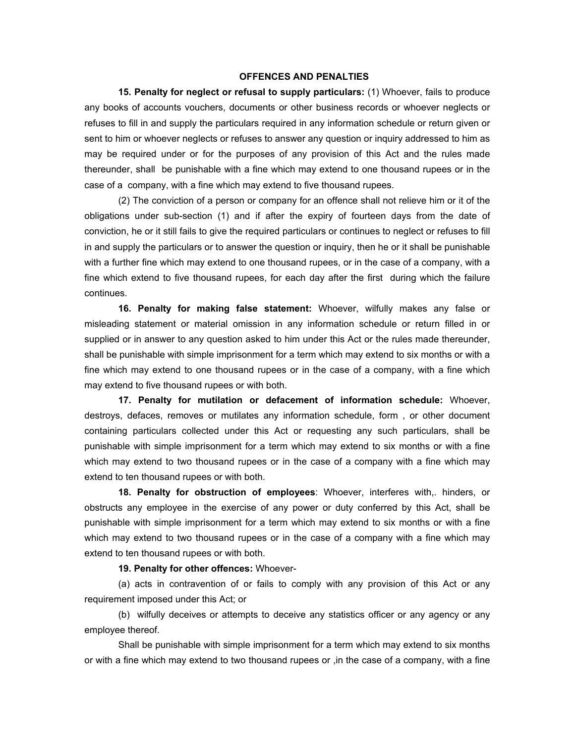## OFFENCES AND PENALTIES

**15. Penalty for neglect or refusal to supply particulars:** (1) Whoever, fails to produce any books of accounts vouchers, documents or other business records or whoever neglects or refuses to fill in and supply the particulars required in any information schedule or return given or sent to him or whoever neglects or refuses to answer any question or inquiry addressed to him as may be required under or for the purposes of any provision of this Act and the rules made thereunder, shall be punishable with a fine which may extend to one thousand rupees or in the case of a company, with a fine which may extend to five thousand rupees.

(2) The conviction of a person or company for an offence shall not relieve him or it of the obligations under sub-section (1) and if after the expiry of fourteen days from the date of conviction, he or it still fails to give the required particulars or continues to neglect or refuses to fill in and supply the particulars or to answer the question or inquiry, then he or it shall be punishable with a further fine which may extend to one thousand rupees, or in the case of a company, with a fine which extend to five thousand rupees, for each day after the first during which the failure continues.

**16. Penalty for making false statement:** Whoever, wilfully makes any false or misleading statement or material omission in any information schedule or return filled in or supplied or in answer to any question asked to him under this Act or the rules made thereunder, shall be punishable with simple imprisonment for a term which may extend to six months or with a fine which may extend to one thousand rupees or in the case of a company, with a fine which may extend to five thousand rupees or with both.

**17. Penalty for mutilation or defacement of information schedule:** Whoever, destroys, defaces, removes or mutilates any information schedule, form , or other document containing particulars collected under this Act or requesting any such particulars, shall be punishable with simple imprisonment for a term which may extend to six months or with a fine which may extend to two thousand rupees or in the case of a company with a fine which may extend to ten thousand rupees or with both.

**18. Penalty for obstruction of employees**: Whoever, interferes with,. hinders, or obstructs any employee in the exercise of any power or duty conferred by this Act, shall be punishable with simple imprisonment for a term which may extend to six months or with a fine which may extend to two thousand rupees or in the case of a company with a fine which may extend to ten thousand rupees or with both.

**19. Penalty for other offences:** Whoever-

(a) acts in contravention of or fails to comply with any provision of this Act or any requirement imposed under this Act; or

(b) wilfully deceives or attempts to deceive any statistics officer or any agency or any employee thereof.

Shall be punishable with simple imprisonment for a term which may extend to six months or with a fine which may extend to two thousand rupees or ,in the case of a company, with a fine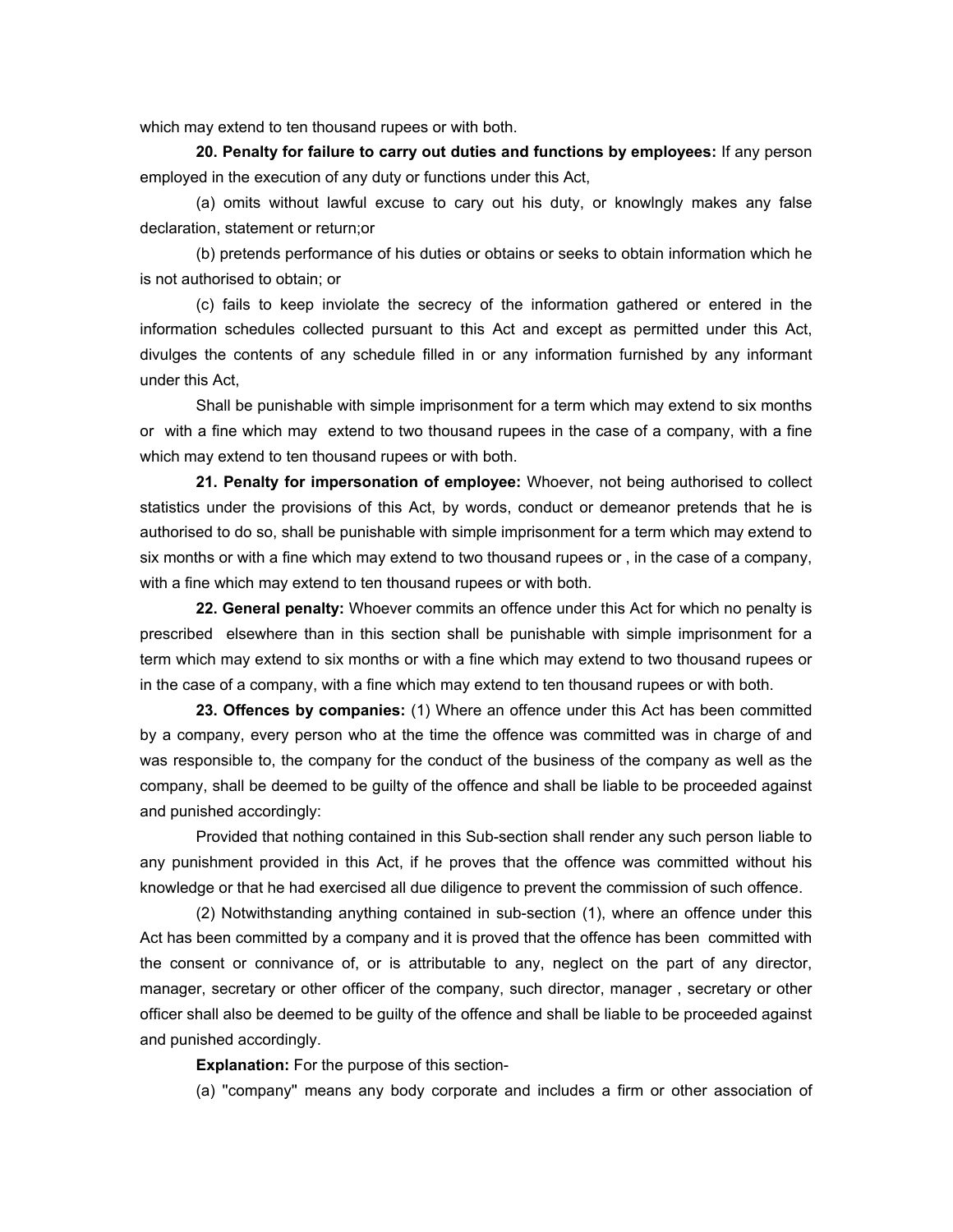which may extend to ten thousand rupees or with both.

**20. Penalty for failure to carry out duties and functions by employees:** If any person employed in the execution of any duty or functions under this Act,

(a) omits without lawful excuse to cary out his duty, or knowlngly makes any false declaration, statement or return;or

(b) pretends performance of his duties or obtains or seeks to obtain information which he is not authorised to obtain; or

(c) fails to keep inviolate the secrecy of the information gathered or entered in the information schedules collected pursuant to this Act and except as permitted under this Act, divulges the contents of any schedule filled in or any information furnished by any informant under this Act,

Shall be punishable with simple imprisonment for a term which may extend to six months or with a fine which may extend to two thousand rupees in the case of a company, with a fine which may extend to ten thousand rupees or with both.

**21. Penalty for impersonation of employee:** Whoever, not being authorised to collect statistics under the provisions of this Act, by words, conduct or demeanor pretends that he is authorised to do so, shall be punishable with simple imprisonment for a term which may extend to six months or with a fine which may extend to two thousand rupees or , in the case of a company, with a fine which may extend to ten thousand rupees or with both.

**22. General penalty:** Whoever commits an offence under this Act for which no penalty is prescribed elsewhere than in this section shall be punishable with simple imprisonment for a term which may extend to six months or with a fine which may extend to two thousand rupees or in the case of a company, with a fine which may extend to ten thousand rupees or with both.

**23. Offences by companies:** (1) Where an offence under this Act has been committed by a company, every person who at the time the offence was committed was in charge of and was responsible to, the company for the conduct of the business of the company as well as the company, shall be deemed to be guilty of the offence and shall be liable to be proceeded against and punished accordingly:

Provided that nothing contained in this Sub-section shall render any such person liable to any punishment provided in this Act, if he proves that the offence was committed without his knowledge or that he had exercised all due diligence to prevent the commission of such offence.

(2) Notwithstanding anything contained in sub-section (1), where an offence under this Act has been committed by a company and it is proved that the offence has been committed with the consent or connivance of, or is attributable to any, neglect on the part of any director, manager, secretary or other officer of the company, such director, manager , secretary or other officer shall also be deemed to be guilty of the offence and shall be liable to be proceeded against and punished accordingly.

**Explanation:** For the purpose of this section-

(a) "company" means any body corporate and includes a firm or other association of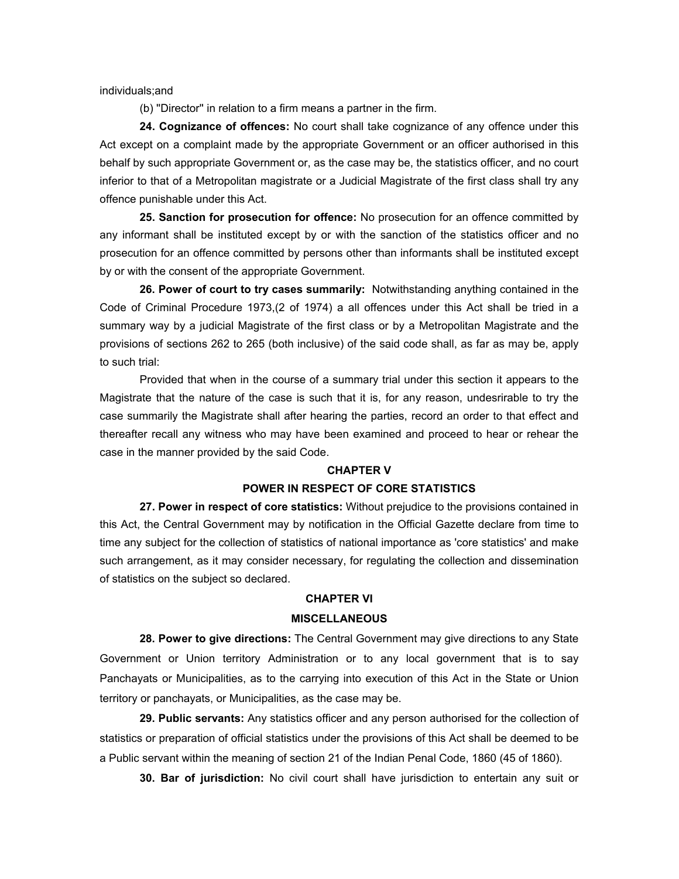individuals;and

(b) "Director" in relation to a firm means a partner in the firm.

**24. Cognizance of offences:** No court shall take cognizance of any offence under this Act except on a complaint made by the appropriate Government or an officer authorised in this behalf by such appropriate Government or, as the case may be, the statistics officer, and no court inferior to that of a Metropolitan magistrate or a Judicial Magistrate of the first class shall try any offence punishable under this Act.

**25. Sanction for prosecution for offence:** No prosecution for an offence committed by any informant shall be instituted except by or with the sanction of the statistics officer and no prosecution for an offence committed by persons other than informants shall be instituted except by or with the consent of the appropriate Government.

**26. Power of court to try cases summarily:** Notwithstanding anything contained in the Code of Criminal Procedure 1973,(2 of 1974) a all offences under this Act shall be tried in a summary way by a judicial Magistrate of the first class or by a Metropolitan Magistrate and the provisions of sections 262 to 265 (both inclusive) of the said code shall, as far as may be, apply to such trial:

Provided that when in the course of a summary trial under this section it appears to the Magistrate that the nature of the case is such that it is, for any reason, undesrirable to try the case summarily the Magistrate shall after hearing the parties, record an order to that effect and thereafter recall any witness who may have been examined and proceed to hear or rehear the case in the manner provided by the said Code.

## CHAPTER V

## POWER IN RESPECT OF CORE STATISTICS

**27. Power in respect of core statistics:** Without prejudice to the provisions contained in this Act, the Central Government may by notification in the Official Gazette declare from time to time any subject for the collection of statistics of national importance as 'core statistics' and make such arrangement, as it may consider necessary, for regulating the collection and dissemination of statistics on the subject so declared.

## CHAPTER VI

## MISCELLANEOUS

**28. Power to give directions:** The Central Government may give directions to any State Government or Union territory Administration or to any local government that is to say Panchayats or Municipalities, as to the carrying into execution of this Act in the State or Union territory or panchayats, or Municipalities, as the case may be.

**29. Public servants:** Any statistics officer and any person authorised for the collection of statistics or preparation of official statistics under the provisions of this Act shall be deemed to be a Public servant within the meaning of section 21 of the Indian Penal Code, 1860 (45 of 1860).

**30. Bar of jurisdiction:** No civil court shall have jurisdiction to entertain any suit or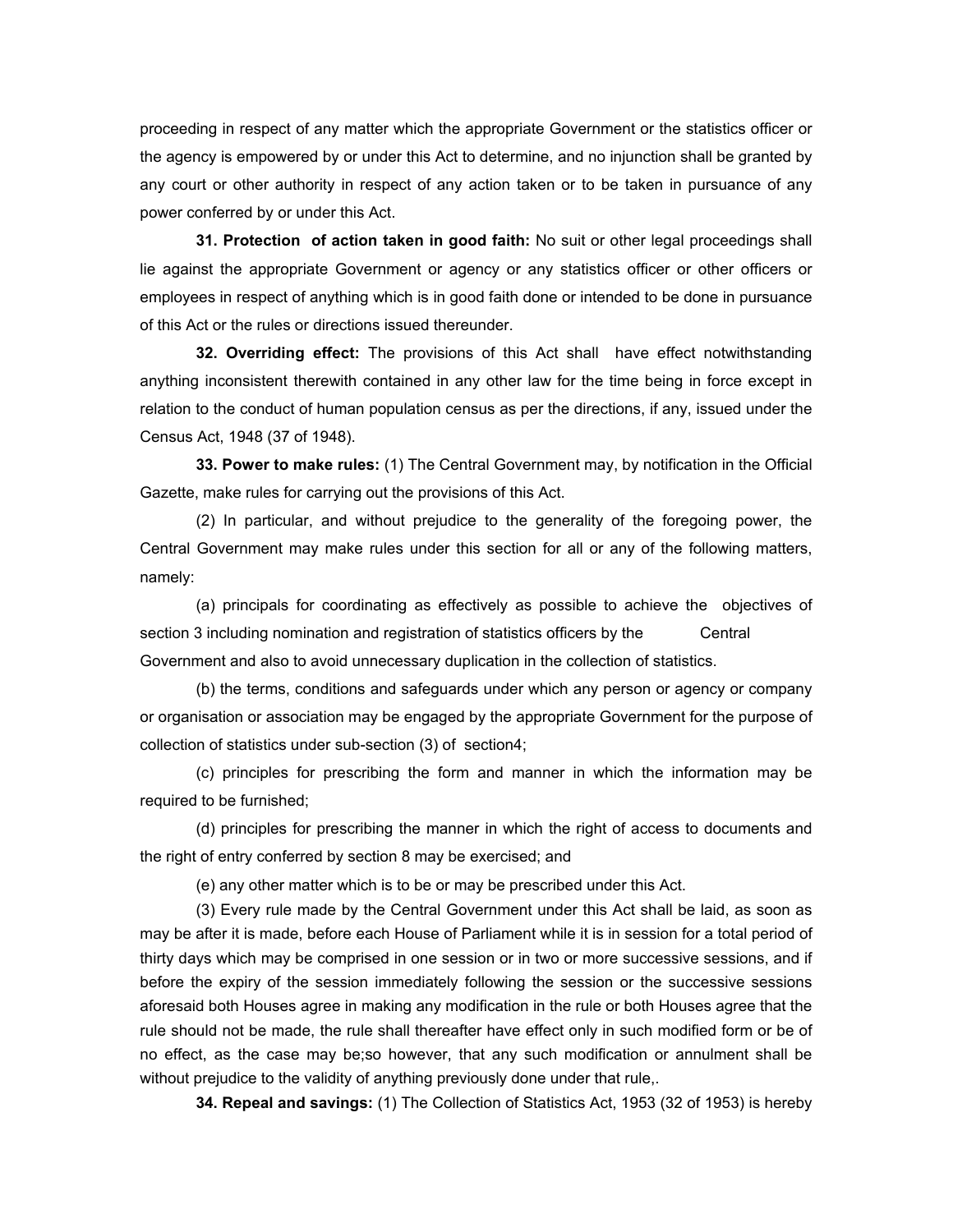proceeding in respect of any matter which the appropriate Government or the statistics officer or the agency is empowered by or under this Act to determine, and no injunction shall be granted by any court or other authority in respect of any action taken or to be taken in pursuance of any power conferred by or under this Act.

**31. Protection of action taken in good faith:** No suit or other legal proceedings shall lie against the appropriate Government or agency or any statistics officer or other officers or employees in respect of anything which is in good faith done or intended to be done in pursuance of this Act or the rules or directions issued thereunder.

**32. Overriding effect:** The provisions of this Act shall have effect notwithstanding anything inconsistent therewith contained in any other law for the time being in force except in relation to the conduct of human population census as per the directions, if any, issued under the Census Act, 1948 (37 of 1948).

**33. Power to make rules:** (1) The Central Government may, by notification in the Official Gazette, make rules for carrying out the provisions of this Act.

(2) In particular, and without prejudice to the generality of the foregoing power, the Central Government may make rules under this section for all or any of the following matters, namely:

(a) principals for coordinating as effectively as possible to achieve the objectives of section 3 including nomination and registration of statistics officers by the Central Government and also to avoid unnecessary duplication in the collection of statistics.

(b) the terms, conditions and safeguards under which any person or agency or company or organisation or association may be engaged by the appropriate Government for the purpose of collection of statistics under sub-section (3) of section4;

(c) principles for prescribing the form and manner in which the information may be required to be furnished;

(d) principles for prescribing the manner in which the right of access to documents and the right of entry conferred by section 8 may be exercised; and

(e) any other matter which is to be or may be prescribed under this Act.

(3) Every rule made by the Central Government under this Act shall be laid, as soon as may be after it is made, before each House of Parliament while it is in session for a total period of thirty days which may be comprised in one session or in two or more successive sessions, and if before the expiry of the session immediately following the session or the successive sessions aforesaid both Houses agree in making any modification in the rule or both Houses agree that the rule should not be made, the rule shall thereafter have effect only in such modified form or be of no effect, as the case may be;so however, that any such modification or annulment shall be without prejudice to the validity of anything previously done under that rule,.

**34. Repeal and savings:** (1) The Collection of Statistics Act, 1953 (32 of 1953) is hereby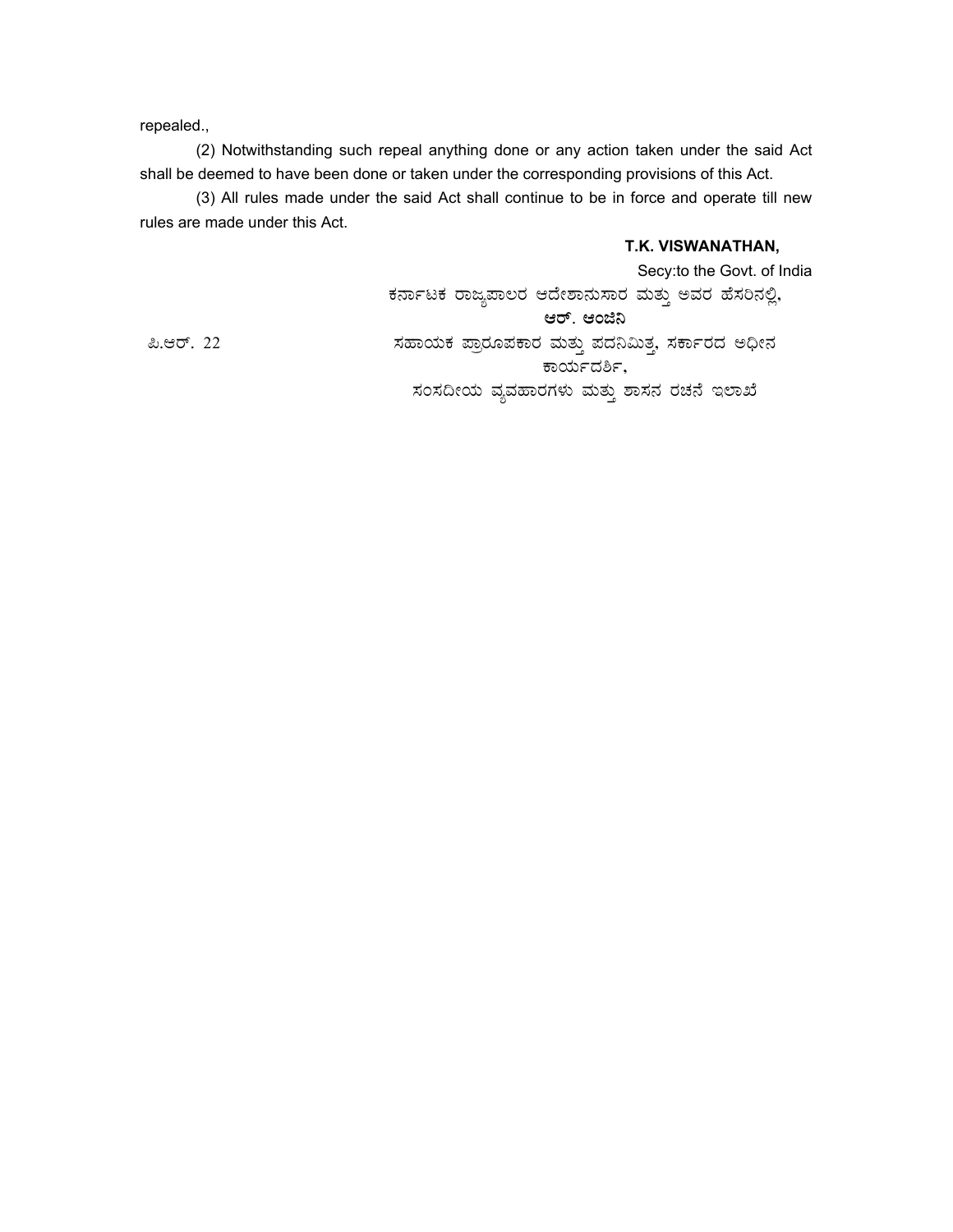repealed.,

(2) Notwithstanding such repeal anything done or any action taken under the said Act shall be deemed to have been done or taken under the corresponding provisions of this Act.

(3) All rules made under the said Act shall continue to be in force and operate till new rules are made under this Act.

**T.K. VISWANATHAN,**

Secy:to the Govt. of India

ಕರ್ನಾಟಕ ರಾಜ್ಯಪಾಲರ ಆದೇಶಾನುಸಾರ ಮತ್ತು ಅವರ ಹೆಸರಿನಲ್ಲಿ,

**ಆರ್. ಆಂಜಿನಿ**

ಪಿ.ಆರ್. 22

ಸಹಾಯಕ ಪ್ರಾರೂಪಕಾರ ಮತ್ತು ಪದನಿಮಿತ್ತ, ಸರ್ಕಾರದ ಅಧೀನ ಕಾರ್ಯದರ್ಶಿ,

ಸಂಸದೀಯ ವ್ಯವಹಾರಗಳು ಮತ್ತು ಶಾಸನ ರಚನೆ ಇಲಾಖೆ